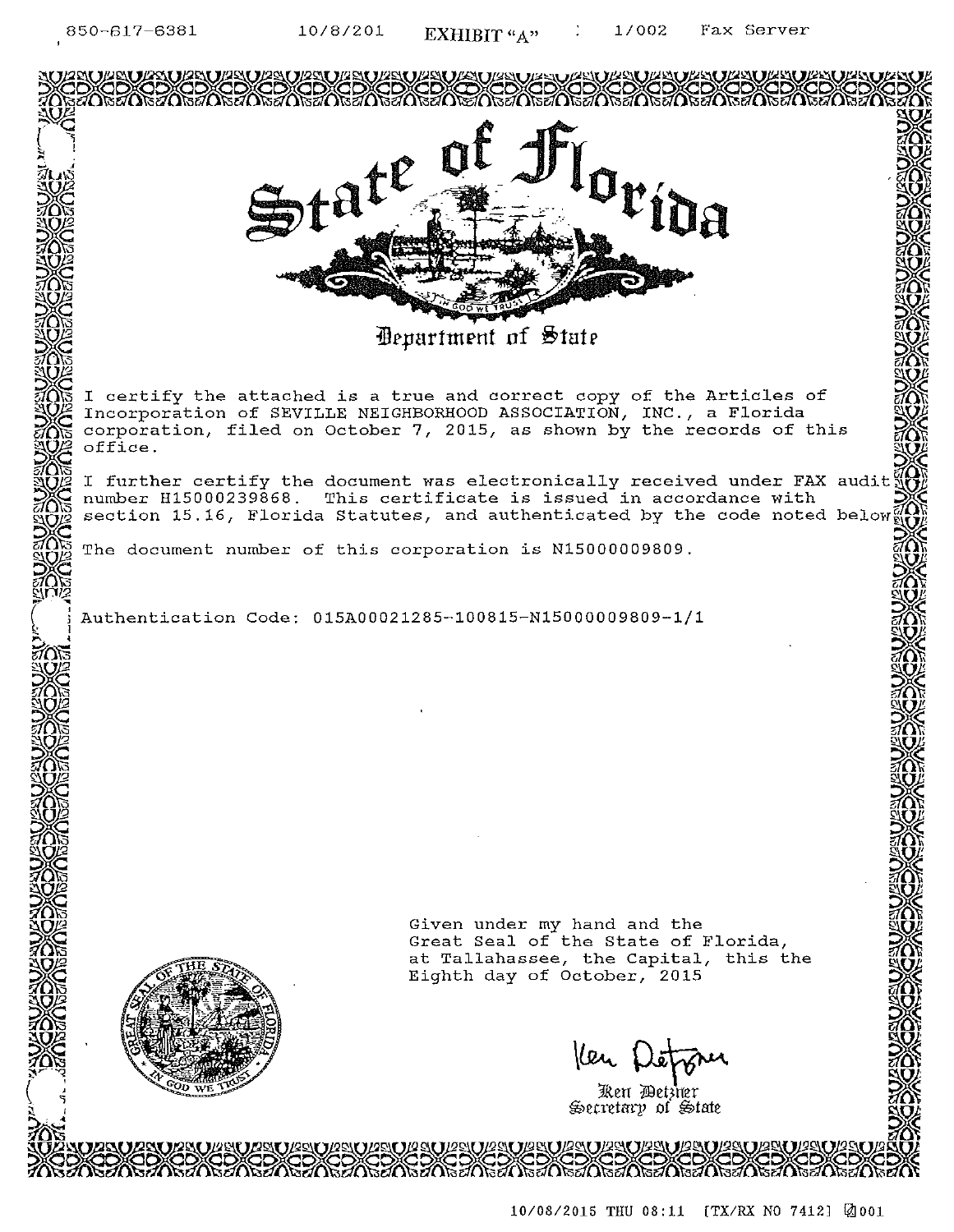EXHIBIT "A"

# State of Florida

## Department of State

I certify the attached is a true and correct copy of the Articles of Incorporation of SEVILLE NEIGHBORHOOD ASSOCIATION, INC., a Florida corporation, filed on October 7, 2015, as shown by the records of this office.

I further certify the document was electronically received under FAX audit number H15000239868. This certificate is issued in accordance with section 15.16, Florida Statutes, and authenticated by the code noted below

The document number of this corporation is N15000009809.

Authentication Code: 015A00021285-100815-N15000009809-1/1

Given under my hand and the
Great Seal of the State of Florida,
at Tallahassee, the Capital, this the
Eighth day of October, 2015

Ken Detzner
Secretary of State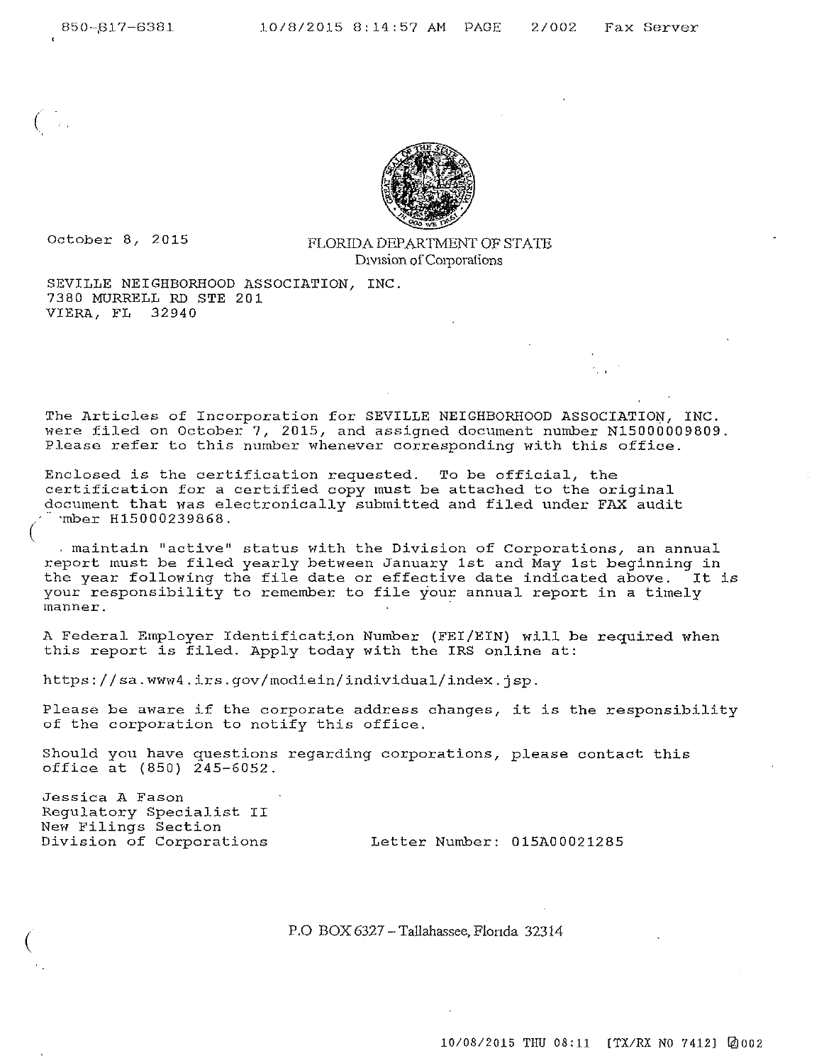October 8, 2015

FLORIDA DEPARTMENT OF STATE
Division of Corporations

SEVILLE NEIGHBORHOOD ASSOCIATION, INC.
7380 MURRELL RD STE 201
VIERA, FL 32940

The Articles of Incorporation for SEVILLE NEIGHBORHOOD ASSOCIATION, INC. were filed on October 7, 2015, and assigned document number N15000009809. Please refer to this number whenever corresponding with this office.

Enclosed is the certification requested. To be official, the certification for a certified copy must be attached to the original document that was electronically submitted and filed under FAX audit number H15000239868.

To maintain "active" status with the Division of Corporations, an annual report must be filed yearly between January 1st and May 1st beginning in the year following the file date or effective date indicated above. It is your responsibility to remember to file your annual report in a timely manner.

A Federal Employer Identification Number (FEI/EIN) will be required when this report is filed. Apply today with the IRS online at:

https://sa.www4.irs.gov/modiein/individual/index.jsp.

Please be aware if the corporate address changes, it is the responsibility of the corporation to notify this office.

Should you have questions regarding corporations, please contact this office at (850) 245-6052.

Jessica A Fason
Regulatory Specialist II
New Filings Section
Division of Corporations

Letter Number: 015A00021285

P.O BOX 6327 – Tallahassee, Florida 32314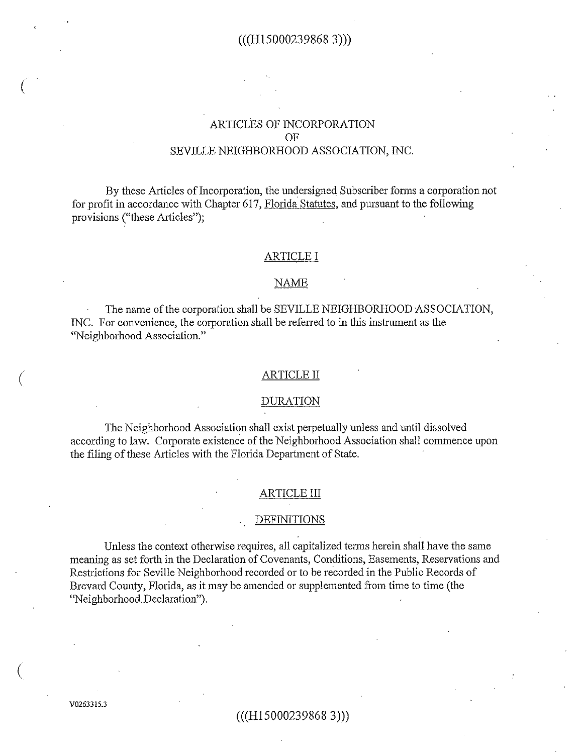# ARTICLES OF INCORPORATION OF SEVILLE NEIGHBORHOOD ASSOCIATION, INC.

By these Articles of Incorporation, the undersigned Subscriber forms a corporation not for profit in accordance with Chapter 617, Florida Statutes, and pursuant to the following provisions ("these Articles");

## ARTICLE I

## NAME

The name of the corporation shall be SEVILLE NEIGHBORHOOD ASSOCIATION, INC. For convenience, the corporation shall be referred to in this instrument as the "Neighborhood Association."

## ARTICLE II

## DURATION

The Neighborhood Association shall exist perpetually unless and until dissolved according to law. Corporate existence of the Neighborhood Association shall commence upon the filing of these Articles with the Florida Department of State.

## ARTICLE III

## DEFINITIONS

Unless the context otherwise requires, all capitalized terms herein shall have the same meaning as set forth in the Declaration of Covenants, Conditions, Easements, Reservations and Restrictions for Seville Neighborhood recorded or to be recorded in the Public Records of Brevard County, Florida, as it may be amended or supplemented from time to time (the "Neighborhood Declaration").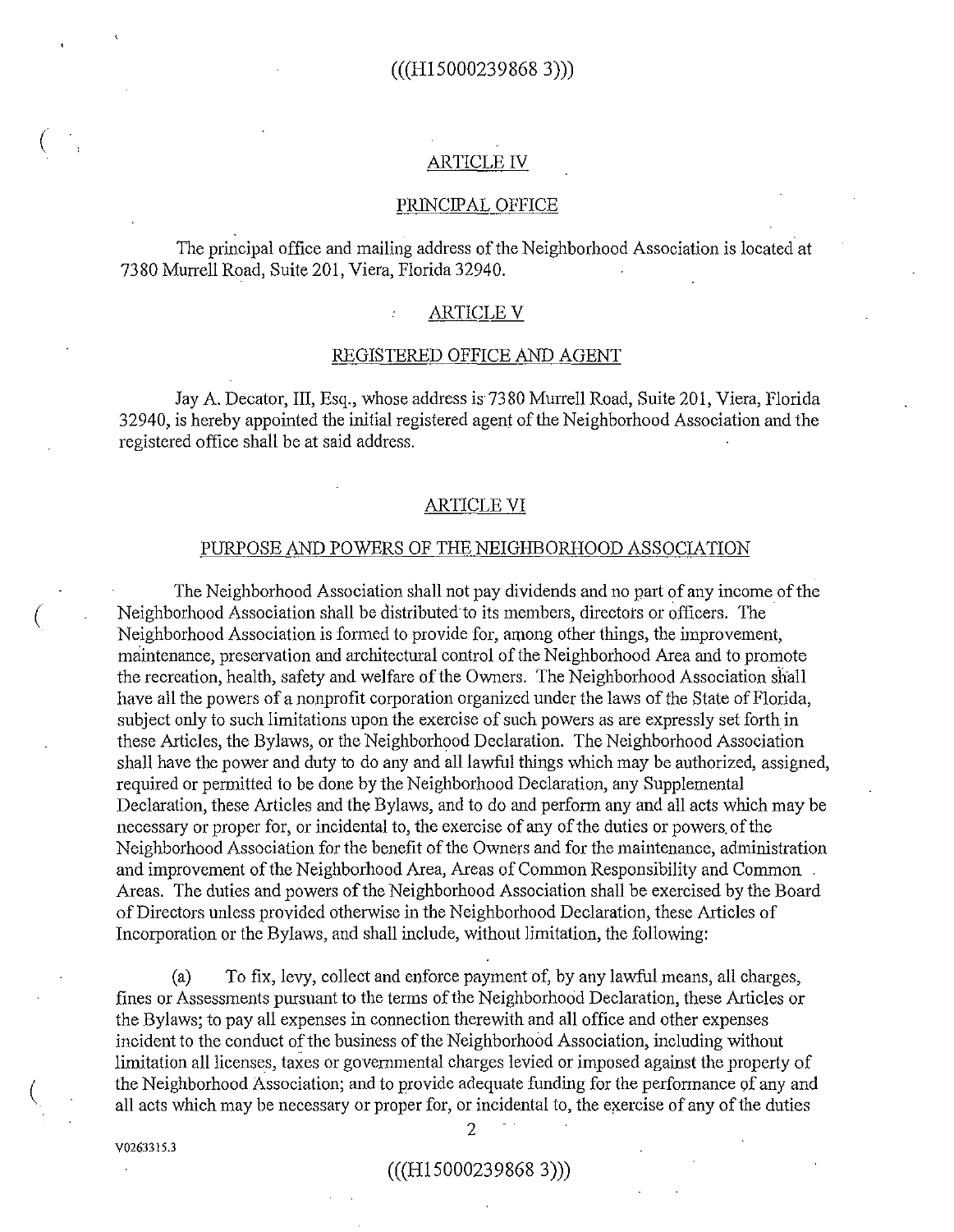## ARTICLE IV

## PRINCIPAL OFFICE

The principal office and mailing address of the Neighborhood Association is located at 7380 Murrell Road, Suite 201, Viera, Florida 32940.

## ARTICLE V

## REGISTERED OFFICE AND AGENT

Jay A. Decator, III, Esq., whose address is 7380 Murrell Road, Suite 201, Viera, Florida 32940, is hereby appointed the initial registered agent of the Neighborhood Association and the registered office shall be at said address.

## ARTICLE VI

## PURPOSE AND POWERS OF THE NEIGHBORHOOD ASSOCIATION

The Neighborhood Association shall not pay dividends and no part of any income of the Neighborhood Association shall be distributed to its members, directors or officers. The Neighborhood Association is formed to provide for, among other things, the improvement, maintenance, preservation and architectural control of the Neighborhood Area and to promote the recreation, health, safety and welfare of the Owners. The Neighborhood Association shall have all the powers of a nonprofit corporation organized under the laws of the State of Florida, subject only to such limitations upon the exercise of such powers as are expressly set forth in these Articles, the Bylaws, or the Neighborhood Declaration. The Neighborhood Association shall have the power and duty to do any and all lawful things which may be authorized, assigned, required or permitted to be done by the Neighborhood Declaration, any Supplemental Declaration, these Articles and the Bylaws, and to do and perform any and all acts which may be necessary or proper for, or incidental to, the exercise of any of the duties or powers of the Neighborhood Association for the benefit of the Owners and for the maintenance, administration and improvement of the Neighborhood Area, Areas of Common Responsibility and Common Areas. The duties and powers of the Neighborhood Association shall be exercised by the Board of Directors unless provided otherwise in the Neighborhood Declaration, these Articles of Incorporation or the Bylaws, and shall include, without limitation, the following:

(a) To fix, levy, collect and enforce payment of, by any lawful means, all charges, fines or Assessments pursuant to the terms of the Neighborhood Declaration, these Articles or the Bylaws; to pay all expenses in connection therewith and all office and other expenses incident to the conduct of the business of the Neighborhood Association, including without limitation all licenses, taxes or governmental charges levied or imposed against the property of the Neighborhood Association; and to provide adequate funding for the performance of any and all acts which may be necessary or proper for, or incidental to, the exercise of any of the duties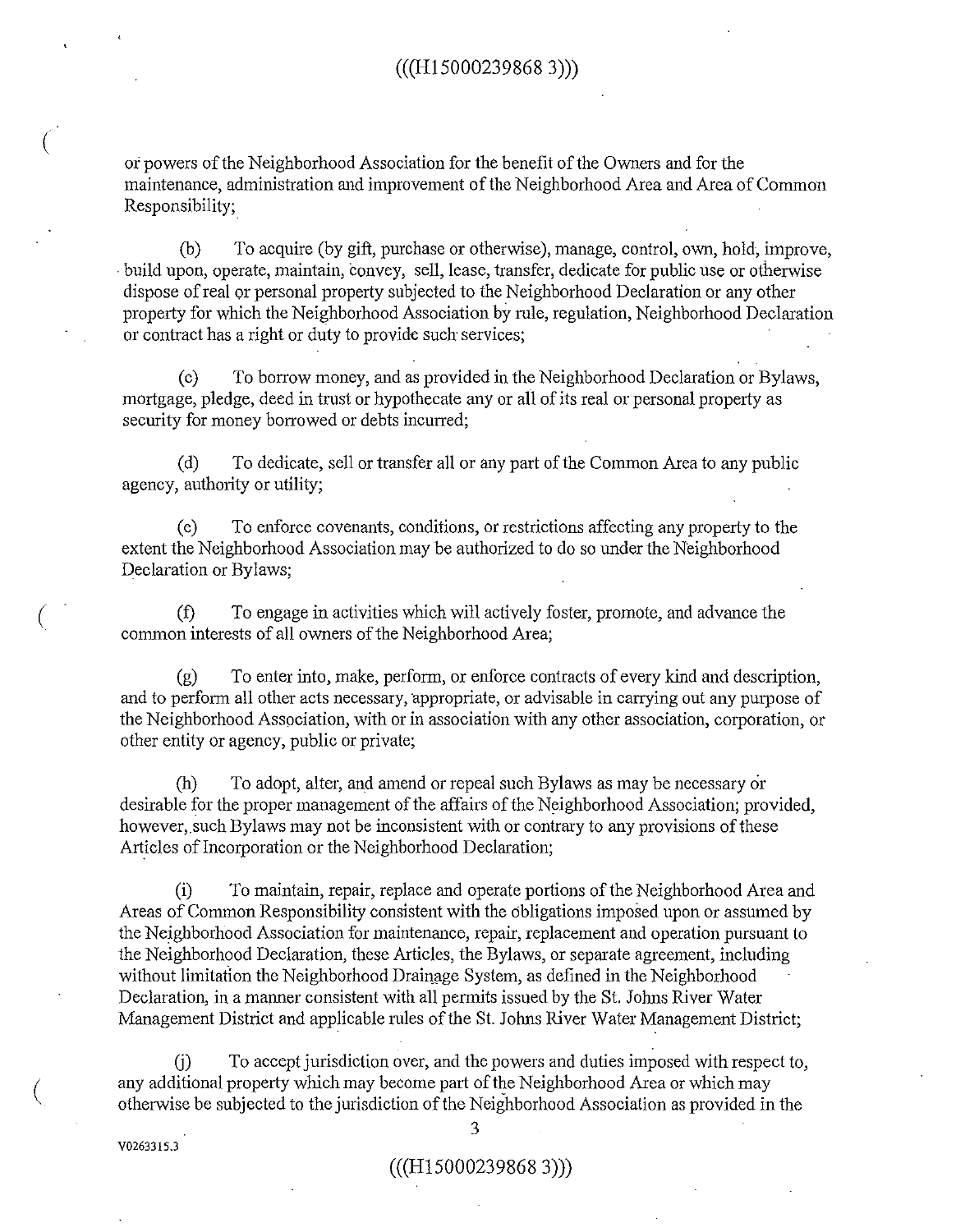or powers of the Neighborhood Association for the benefit of the Owners and for the maintenance, administration and improvement of the Neighborhood Area and Area of Common Responsibility;

(b) To acquire (by gift, purchase or otherwise), manage, control, own, hold, improve, build upon, operate, maintain, convey, sell, lease, transfer, dedicate for public use or otherwise dispose of real or personal property subjected to the Neighborhood Declaration or any other property for which the Neighborhood Association by rule, regulation, Neighborhood Declaration or contract has a right or duty to provide such services;

(c) To borrow money, and as provided in the Neighborhood Declaration or Bylaws, mortgage, pledge, deed in trust or hypothecate any or all of its real or personal property as security for money borrowed or debts incurred;

(d) To dedicate, sell or transfer all or any part of the Common Area to any public agency, authority or utility;

(e) To enforce covenants, conditions, or restrictions affecting any property to the extent the Neighborhood Association may be authorized to do so under the Neighborhood Declaration or Bylaws;

(f) To engage in activities which will actively foster, promote, and advance the common interests of all owners of the Neighborhood Area;

(g) To enter into, make, perform, or enforce contracts of every kind and description, and to perform all other acts necessary, appropriate, or advisable in carrying out any purpose of the Neighborhood Association, with or in association with any other association, corporation, or other entity or agency, public or private;

(h) To adopt, alter, and amend or repeal such Bylaws as may be necessary or desirable for the proper management of the affairs of the Neighborhood Association; provided, however, such Bylaws may not be inconsistent with or contrary to any provisions of these Articles of Incorporation or the Neighborhood Declaration;

(i) To maintain, repair, replace and operate portions of the Neighborhood Area and Areas of Common Responsibility consistent with the obligations imposed upon or assumed by the Neighborhood Association for maintenance, repair, replacement and operation pursuant to the Neighborhood Declaration, these Articles, the Bylaws, or separate agreement, including without limitation the Neighborhood Drainage System, as defined in the Neighborhood Declaration, in a manner consistent with all permits issued by the St. Johns River Water Management District and applicable rules of the St. Johns River Water Management District;

(j) To accept jurisdiction over, and the powers and duties imposed with respect to, any additional property which may become part of the Neighborhood Area or which may otherwise be subjected to the jurisdiction of the Neighborhood Association as provided in the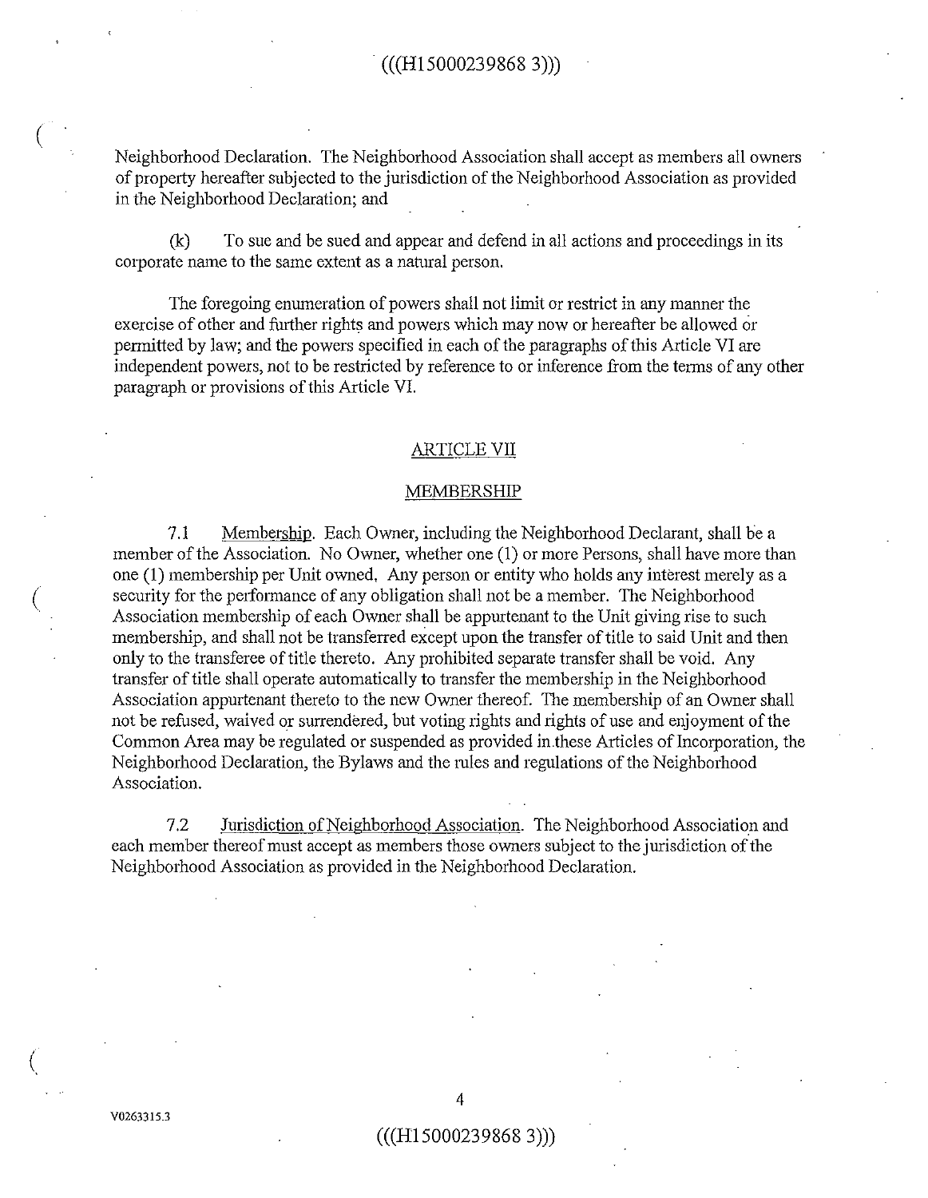Neighborhood Declaration. The Neighborhood Association shall accept as members all owners of property hereafter subjected to the jurisdiction of the Neighborhood Association as provided in the Neighborhood Declaration; and

(k) To sue and be sued and appear and defend in all actions and proceedings in its corporate name to the same extent as a natural person.

The foregoing enumeration of powers shall not limit or restrict in any manner the exercise of other and further rights and powers which may now or hereafter be allowed or permitted by law; and the powers specified in each of the paragraphs of this Article VI are independent powers, not to be restricted by reference to or inference from the terms of any other paragraph or provisions of this Article VI.

## ARTICLE VII

## MEMBERSHIP

7.1 Membership. Each Owner, including the Neighborhood Declarant, shall be a member of the Association. No Owner, whether one (1) or more Persons, shall have more than one (1) membership per Unit owned. Any person or entity who holds any interest merely as a security for the performance of any obligation shall not be a member. The Neighborhood Association membership of each Owner shall be appurtenant to the Unit giving rise to such membership, and shall not be transferred except upon the transfer of title to said Unit and then only to the transferee of title thereto. Any prohibited separate transfer shall be void. Any transfer of title shall operate automatically to transfer the membership in the Neighborhood Association appurtenant thereto to the new Owner thereof. The membership of an Owner shall not be refused, waived or surrendered, but voting rights and rights of use and enjoyment of the Common Area may be regulated or suspended as provided in these Articles of Incorporation, the Neighborhood Declaration, the Bylaws and the rules and regulations of the Neighborhood Association.

7.2 Jurisdiction of Neighborhood Association. The Neighborhood Association and each member thereof must accept as members those owners subject to the jurisdiction of the Neighborhood Association as provided in the Neighborhood Declaration.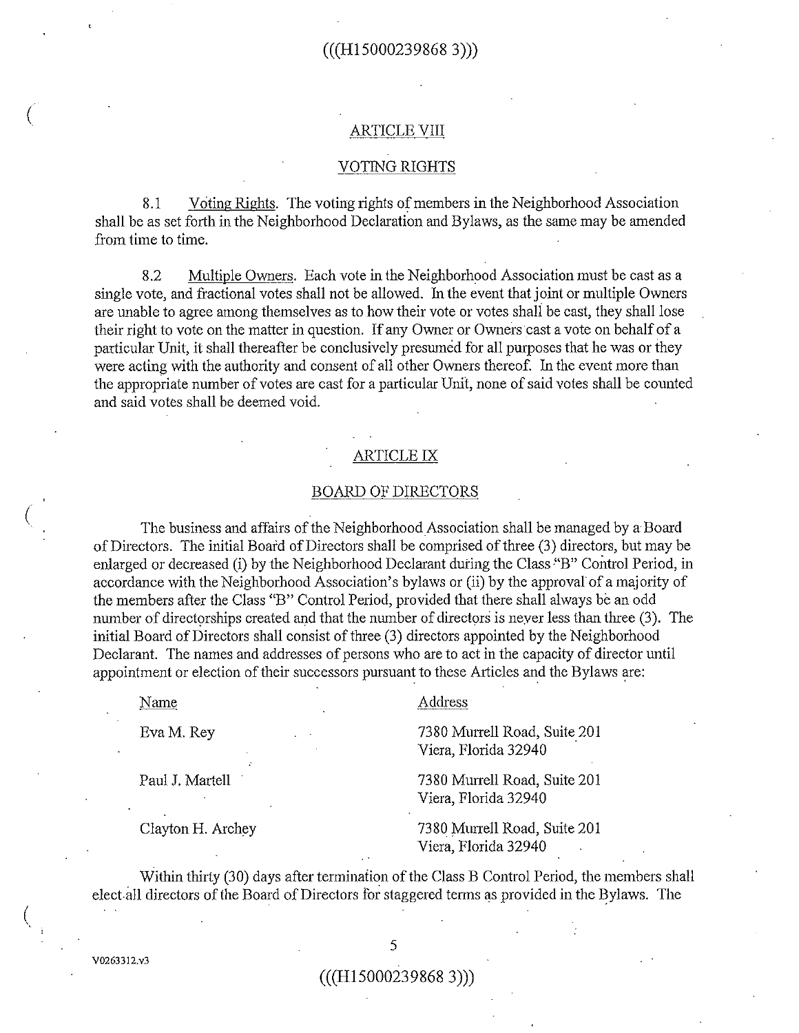## ARTICLE VIII

## VOTING RIGHTS

8.1 Voting Rights. The voting rights of members in the Neighborhood Association shall be as set forth in the Neighborhood Declaration and Bylaws, as the same may be amended from time to time.

8.2 Multiple Owners. Each vote in the Neighborhood Association must be cast as a single vote, and fractional votes shall not be allowed. In the event that joint or multiple Owners are unable to agree among themselves as to how their vote or votes shall be cast, they shall lose their right to vote on the matter in question. If any Owner or Owners cast a vote on behalf of a particular Unit, it shall thereafter be conclusively presumed for all purposes that he was or they were acting with the authority and consent of all other Owners thereof. In the event more than the appropriate number of votes are cast for a particular Unit, none of said votes shall be counted and said votes shall be deemed void.

## ARTICLE IX

## BOARD OF DIRECTORS

The business and affairs of the Neighborhood Association shall be managed by a Board of Directors. The initial Board of Directors shall be comprised of three (3) directors, but may be enlarged or decreased (i) by the Neighborhood Declarant during the Class "B" Control Period, in accordance with the Neighborhood Association's bylaws or (ii) by the approval of a majority of the members after the Class "B" Control Period, provided that there shall always be an odd number of directorships created and that the number of directors is never less than three (3). The initial Board of Directors shall consist of three (3) directors appointed by the Neighborhood Declarant. The names and addresses of persons who are to act in the capacity of director until appointment or election of their successors pursuant to these Articles and the Bylaws are:

| Name | Address |
|---|---|
| Eva M. Rey | 7380 Murrell Road, Suite 201<br>Viera, Florida 32940 |
| Paul J. Martell | 7380 Murrell Road, Suite 201<br>Viera, Florida 32940 |
| Clayton H. Archey | 7380 Murrell Road, Suite 201<br>Viera, Florida 32940 |

Within thirty (30) days after termination of the Class B Control Period, the members shall elect all directors of the Board of Directors for staggered terms as provided in the Bylaws. The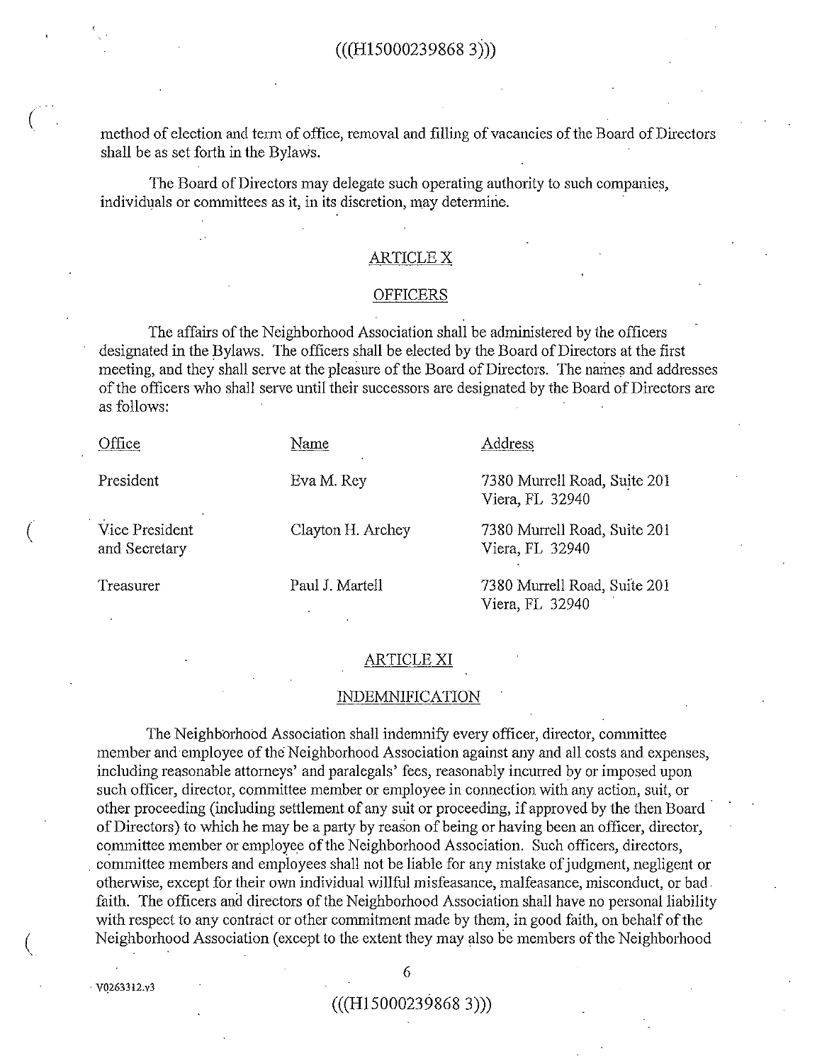method of election and term of office, removal and filling of vacancies of the Board of Directors shall be as set forth in the Bylaws.

The Board of Directors may delegate such operating authority to such companies, individuals or committees as it, in its discretion, may determine.

## ARTICLE X

## OFFICERS

The affairs of the Neighborhood Association shall be administered by the officers designated in the Bylaws. The officers shall be elected by the Board of Directors at the first meeting, and they shall serve at the pleasure of the Board of Directors. The names and addresses of the officers who shall serve until their successors are designated by the Board of Directors are as follows:

| Office | Name | Address |
|---|---|---|
| President | Eva M. Rey | 7380 Murrell Road, Suite 201<br>Viera, FL 32940 |
| Vice President and Secretary | Clayton H. Archey | 7380 Murrell Road, Suite 201<br>Viera, FL 32940 |
| Treasurer | Paul J. Martell | 7380 Murrell Road, Suite 201<br>Viera, FL 32940 |

## ARTICLE XI

## INDEMNIFICATION

The Neighborhood Association shall indemnify every officer, director, committee member and employee of the Neighborhood Association against any and all costs and expenses, including reasonable attorneys' and paralegals' fees, reasonably incurred by or imposed upon such officer, director, committee member or employee in connection with any action, suit, or other proceeding (including settlement of any suit or proceeding, if approved by the then Board of Directors) to which he may be a party by reason of being or having been an officer, director, committee member or employee of the Neighborhood Association. Such officers, directors, committee members and employees shall not be liable for any mistake of judgment, negligent or otherwise, except for their own individual willful misfeasance, malfeasance, misconduct, or bad faith. The officers and directors of the Neighborhood Association shall have no personal liability with respect to any contract or other commitment made by them, in good faith, on behalf of the Neighborhood Association (except to the extent they may also be members of the Neighborhood

V0263312.v3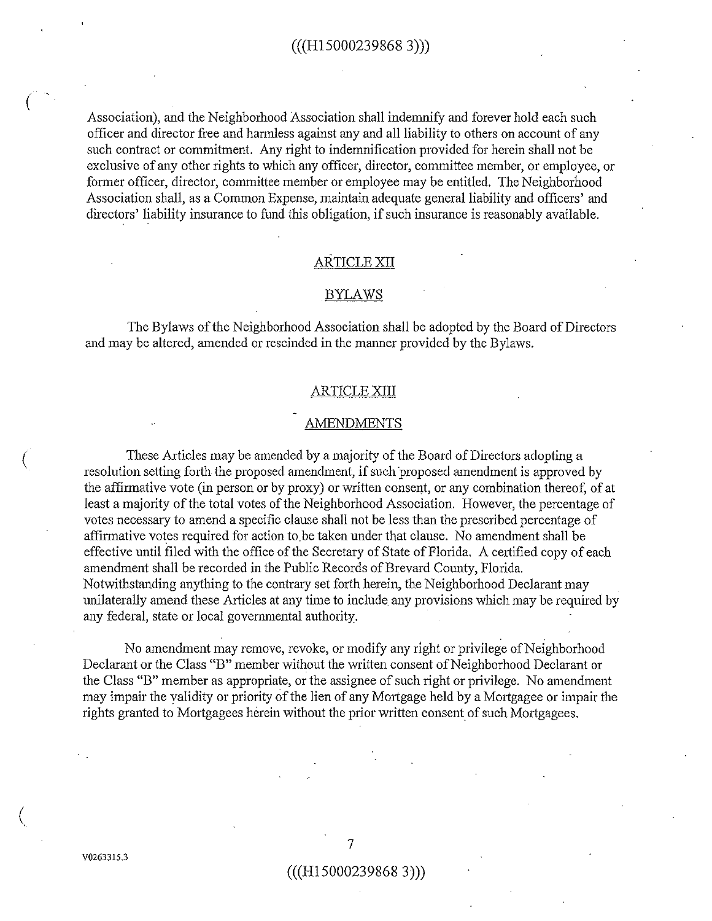Association), and the Neighborhood Association shall indemnify and forever hold each such officer and director free and harmless against any and all liability to others on account of any such contract or commitment. Any right to indemnification provided for herein shall not be exclusive of any other rights to which any officer, director, committee member, or employee, or former officer, director, committee member or employee may be entitled. The Neighborhood Association shall, as a Common Expense, maintain adequate general liability and officers' and directors' liability insurance to fund this obligation, if such insurance is reasonably available.

## ARTICLE XII

## BYLAWS

The Bylaws of the Neighborhood Association shall be adopted by the Board of Directors and may be altered, amended or rescinded in the manner provided by the Bylaws.

## ARTICLE XIII

## AMENDMENTS

These Articles may be amended by a majority of the Board of Directors adopting a resolution setting forth the proposed amendment, if such proposed amendment is approved by the affirmative vote (in person or by proxy) or written consent, or any combination thereof, of at least a majority of the total votes of the Neighborhood Association. However, the percentage of votes necessary to amend a specific clause shall not be less than the prescribed percentage of affirmative votes required for action to be taken under that clause. No amendment shall be effective until filed with the office of the Secretary of State of Florida. A certified copy of each amendment shall be recorded in the Public Records of Brevard County, Florida. Notwithstanding anything to the contrary set forth herein, the Neighborhood Declarant may unilaterally amend these Articles at any time to include any provisions which may be required by any federal, state or local governmental authority.

No amendment may remove, revoke, or modify any right or privilege of Neighborhood Declarant or the Class "B" member without the written consent of Neighborhood Declarant or the Class "B" member as appropriate, or the assignee of such right or privilege. No amendment may impair the validity or priority of the lien of any Mortgage held by a Mortgagee or impair the rights granted to Mortgagees herein without the prior written consent of such Mortgagees.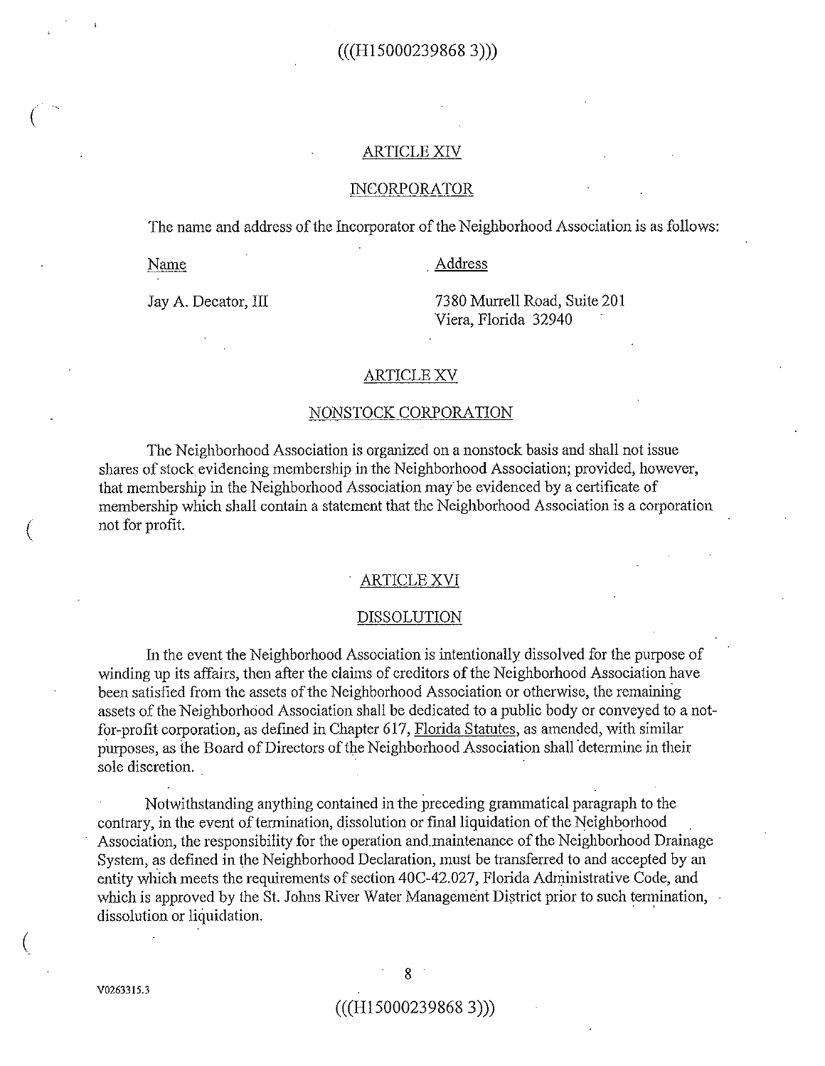## ARTICLE XIV

## INCORPORATOR

The name and address of the Incorporator of the Neighborhood Association is as follows:

| Name | Address |
|---|---|
| Jay A. Decator, III | 7380 Murrell Road, Suite 201<br>Viera, Florida 32940 |

## ARTICLE XV

## NONSTOCK CORPORATION

The Neighborhood Association is organized on a nonstock basis and shall not issue shares of stock evidencing membership in the Neighborhood Association; provided, however, that membership in the Neighborhood Association may be evidenced by a certificate of membership which shall contain a statement that the Neighborhood Association is a corporation not for profit.

## ARTICLE XVI

## DISSOLUTION

In the event the Neighborhood Association is intentionally dissolved for the purpose of winding up its affairs, then after the claims of creditors of the Neighborhood Association have been satisfied from the assets of the Neighborhood Association or otherwise, the remaining assets of the Neighborhood Association shall be dedicated to a public body or conveyed to a not-for-profit corporation, as defined in Chapter 617, Florida Statutes, as amended, with similar purposes, as the Board of Directors of the Neighborhood Association shall determine in their sole discretion.

Notwithstanding anything contained in the preceding grammatical paragraph to the contrary, in the event of termination, dissolution or final liquidation of the Neighborhood Association, the responsibility for the operation and maintenance of the Neighborhood Drainage System, as defined in the Neighborhood Declaration, must be transferred to and accepted by an entity which meets the requirements of section 40C-42.027, Florida Administrative Code, and which is approved by the St. Johns River Water Management District prior to such termination, dissolution or liquidation.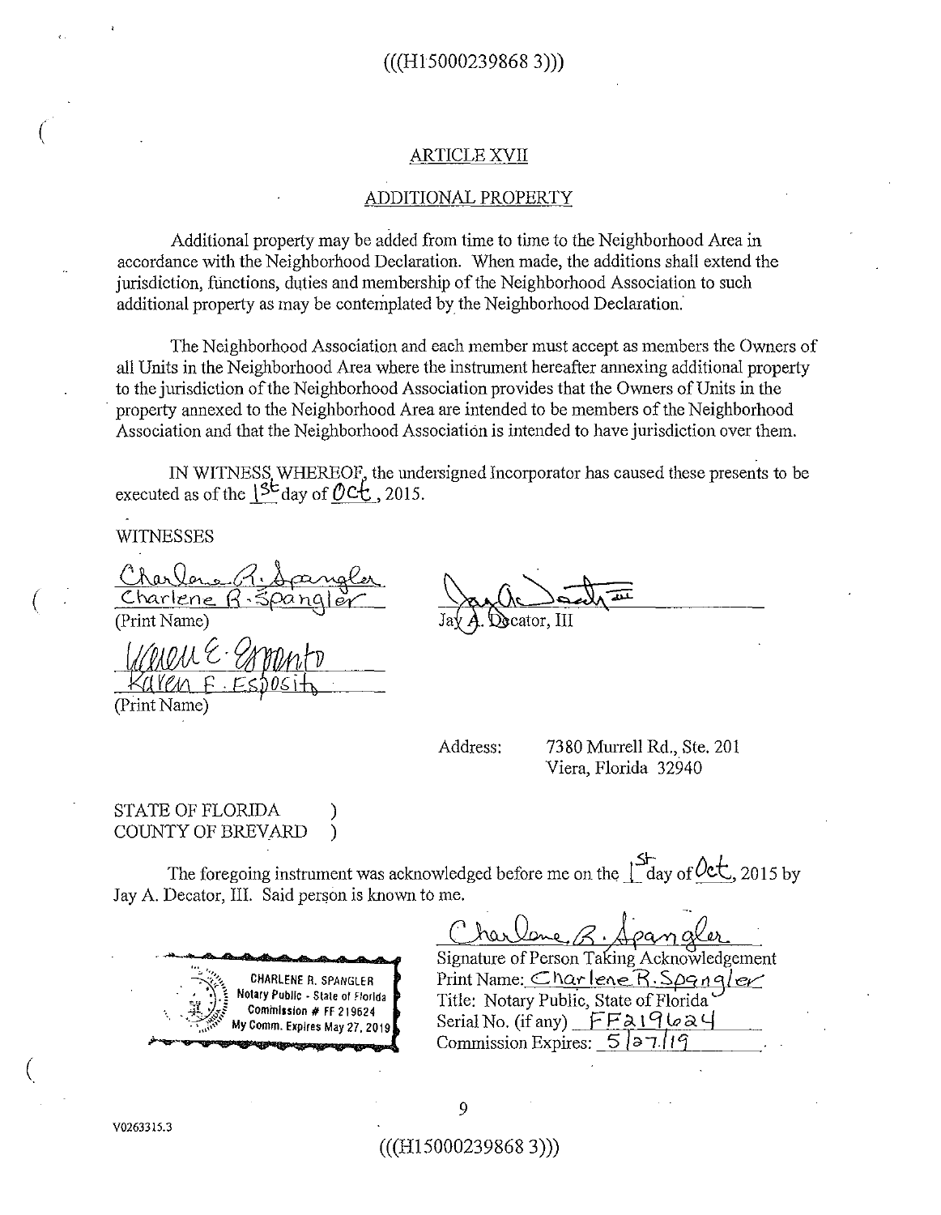## ARTICLE XVII

## ADDITIONAL PROPERTY

Additional property may be added from time to time to the Neighborhood Area in accordance with the Neighborhood Declaration. When made, the additions shall extend the jurisdiction, functions, duties and membership of the Neighborhood Association to such additional property as may be contemplated by the Neighborhood Declaration.

The Neighborhood Association and each member must accept as members the Owners of all Units in the Neighborhood Area where the instrument hereafter annexing additional property to the jurisdiction of the Neighborhood Association provides that the Owners of Units in the property annexed to the Neighborhood Area are intended to be members of the Neighborhood Association and that the Neighborhood Association is intended to have jurisdiction over them.

IN WITNESS WHEREOF, the undersigned Incorporator has caused these presents to be executed as of the 1st day of Oct, 2015.

WITNESSES

Charlene R. Spangler
Charlene R. Spangler
(Print Name)

Karen E. Esposito
Karen E. Esposito
(Print Name)

Jay A. Decator, III

Address: 7380 Murrell Rd., Ste. 201
Viera, Florida 32940

STATE OF FLORIDA )
COUNTY OF BREVARD )

The foregoing instrument was acknowledged before me on the 1st day of Oct, 2015 by Jay A. Decator, III. Said person is known to me.

CHARLENE R. SPANGLER
Notary Public - State of Florida
Commission # FF 219624
My Comm. Expires May 27, 2019

Charlene R. Spangler
Signature of Person Taking Acknowledgement
Print Name: Charlene R. Spangler
Title: Notary Public, State of Florida
Serial No. (if any) FF219624
Commission Expires: 5/27/19

V0263315.3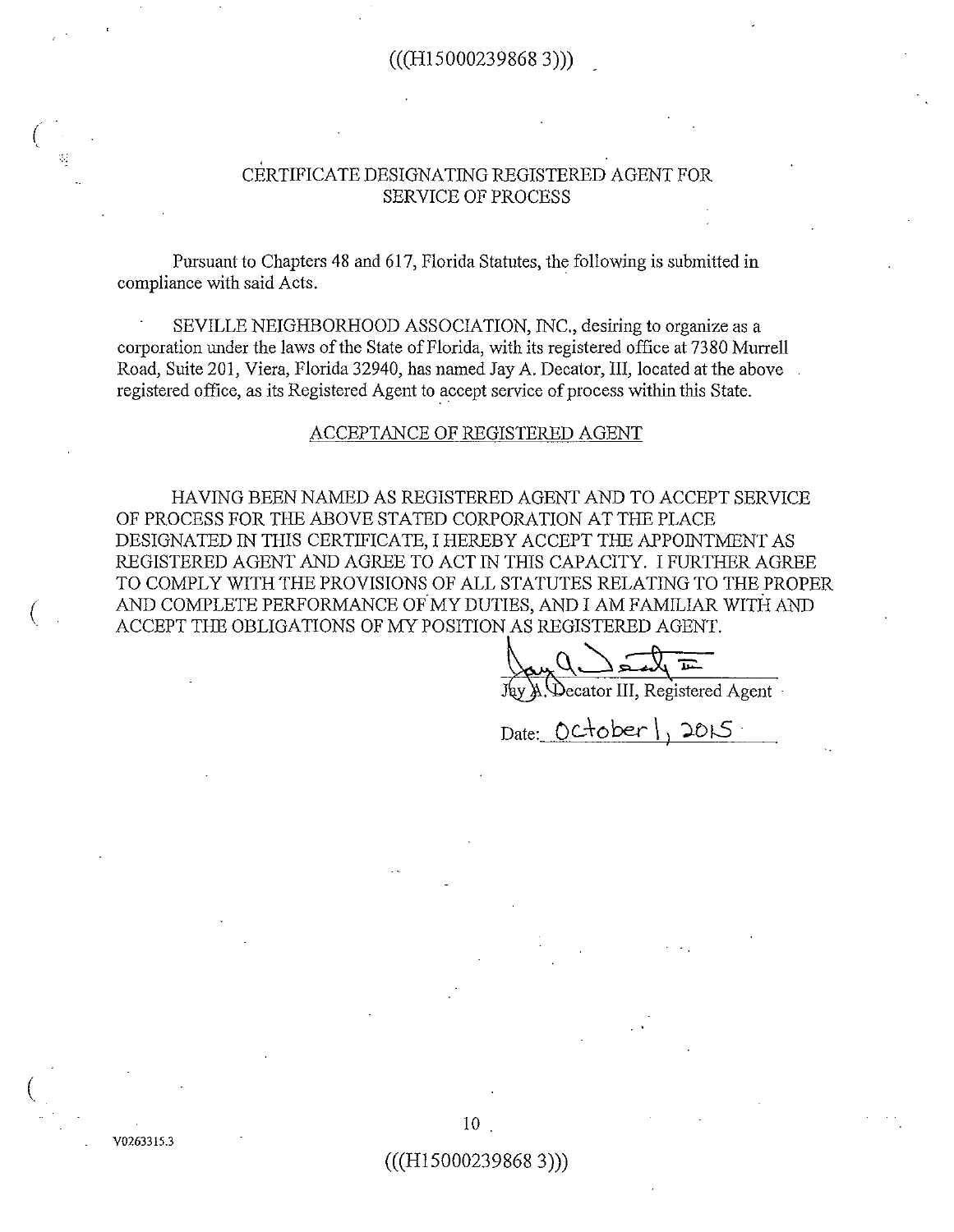## CERTIFICATE DESIGNATING REGISTERED AGENT FOR SERVICE OF PROCESS

Pursuant to Chapters 48 and 617, Florida Statutes, the following is submitted in compliance with said Acts.

SEVILLE NEIGHBORHOOD ASSOCIATION, INC., desiring to organize as a corporation under the laws of the State of Florida, with its registered office at 7380 Murrell Road, Suite 201, Viera, Florida 32940, has named Jay A. Decator, III, located at the above registered office, as its Registered Agent to accept service of process within this State.

### ACCEPTANCE OF REGISTERED AGENT

HAVING BEEN NAMED AS REGISTERED AGENT AND TO ACCEPT SERVICE OF PROCESS FOR THE ABOVE STATED CORPORATION AT THE PLACE DESIGNATED IN THIS CERTIFICATE, I HEREBY ACCEPT THE APPOINTMENT AS REGISTERED AGENT AND AGREE TO ACT IN THIS CAPACITY. I FURTHER AGREE TO COMPLY WITH THE PROVISIONS OF ALL STATUTES RELATING TO THE PROPER AND COMPLETE PERFORMANCE OF MY DUTIES, AND I AM FAMILIAR WITH AND ACCEPT THE OBLIGATIONS OF MY POSITION AS REGISTERED AGENT.

Jay A. Decator III, Registered Agent

Date: October 1, 2015

V0263315.3